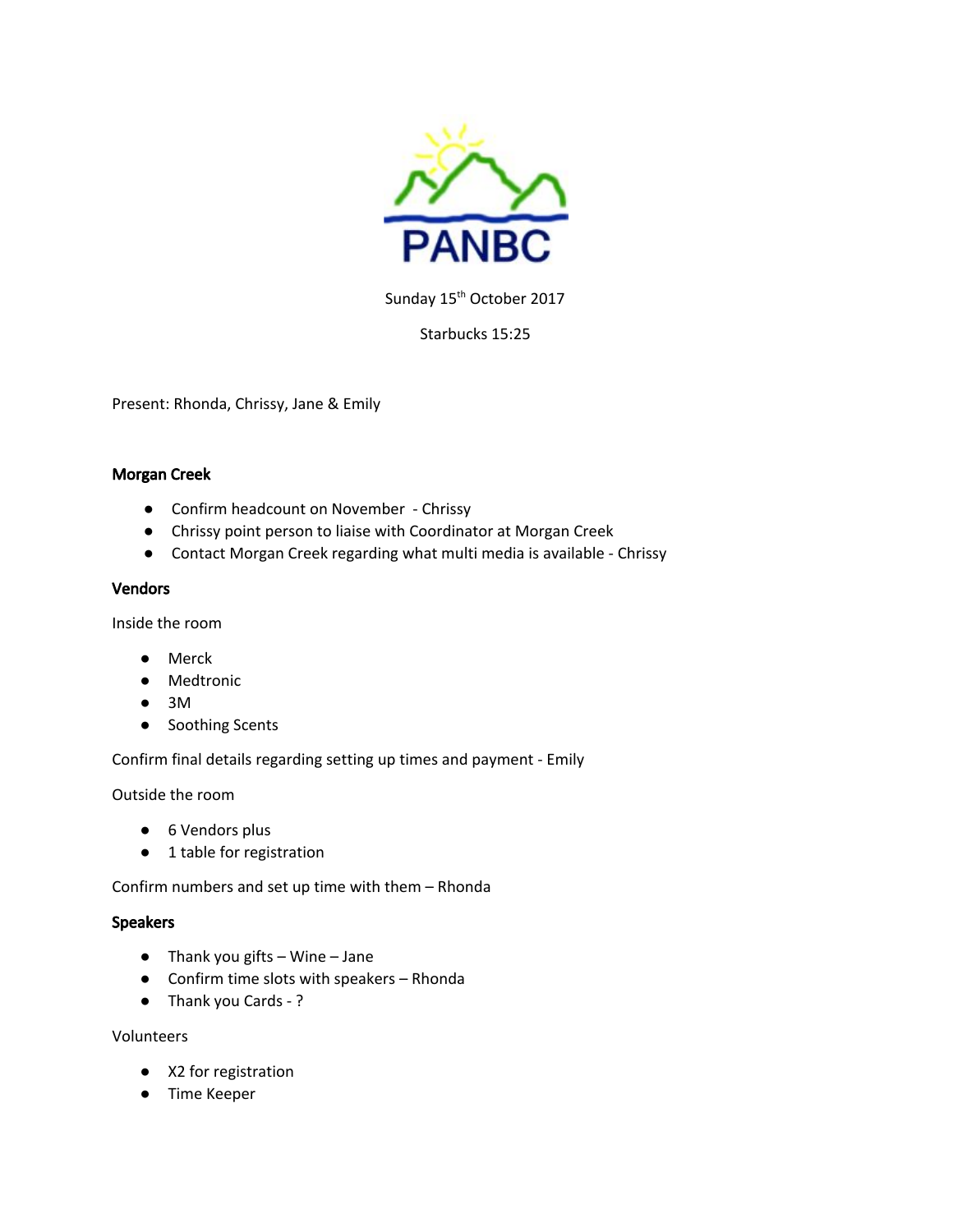PANBC

Sunday 15th October 2017

Starbucks 15:25

Present: Rhonda, Chrissy, Jane & Emily

**Morgan Creek**

- Confirm headcount on November - Chrissy
- Chrissy point person to liaise with Coordinator at Morgan Creek
- Contact Morgan Creek regarding what multi media is available - Chrissy

**Vendors**

Inside the room

- Merck
- Medtronic
- 3M
- Soothing Scents

Confirm final details regarding setting up times and payment - Emily

Outside the room

- 6 Vendors plus
- 1 table for registration

Confirm numbers and set up time with them – Rhonda

**Speakers**

- Thank you gifts – Wine – Jane
- Confirm time slots with speakers – Rhonda
- Thank you Cards - ?

Volunteers

- X2 for registration
- Time Keeper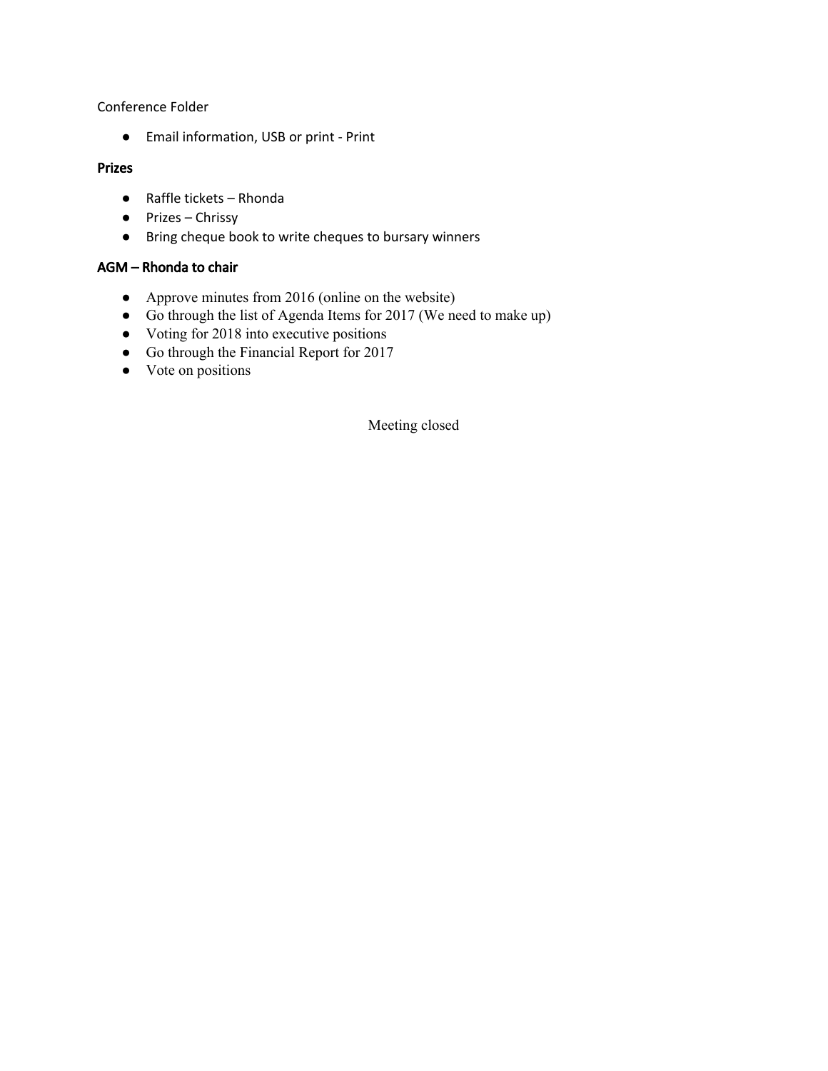Conference Folder

- Email information, USB or print - Print

**Prizes**

- Raffle tickets – Rhonda
- Prizes – Chrissy
- Bring cheque book to write cheques to bursary winners

**AGM – Rhonda to chair**

- Approve minutes from 2016 (online on the website)
- Go through the list of Agenda Items for 2017 (We need to make up)
- Voting for 2018 into executive positions
- Go through the Financial Report for 2017
- Vote on positions

Meeting closed